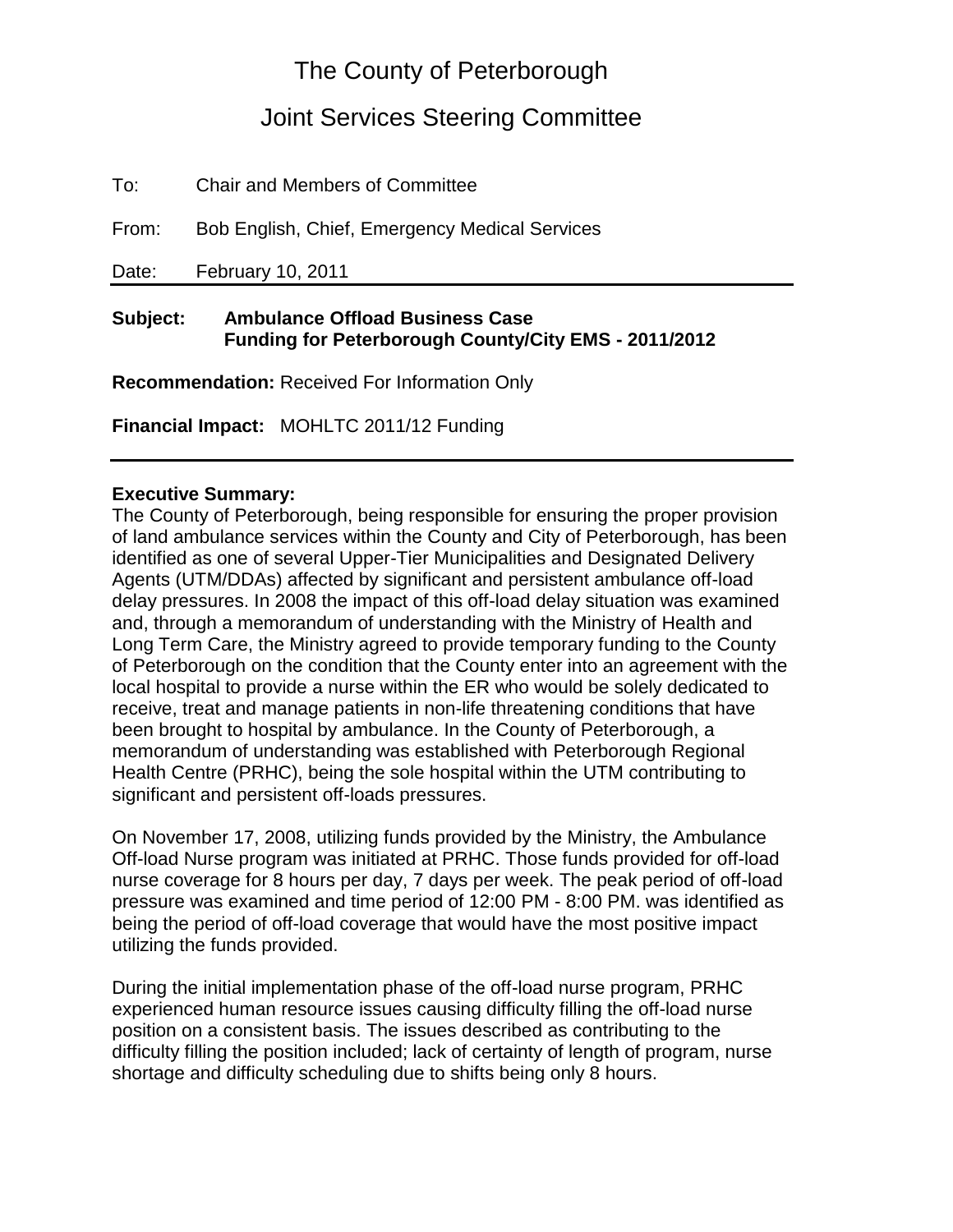# The County of Peterborough

## Joint Services Steering Committee

To: Chair and Members of Committee

From: Bob English, Chief, Emergency Medical Services

Date: February 10, 2011

---

**Subject: Ambulance Offload Business Case**
**Funding for Peterborough County/City EMS - 2011/2012**

**Recommendation:** Received For Information Only

**Financial Impact:** MOHLTC 2011/12 Funding

---

**Executive Summary:**

The County of Peterborough, being responsible for ensuring the proper provision of land ambulance services within the County and City of Peterborough, has been identified as one of several Upper-Tier Municipalities and Designated Delivery Agents (UTM/DDAs) affected by significant and persistent ambulance off-load delay pressures. In 2008 the impact of this off-load delay situation was examined and, through a memorandum of understanding with the Ministry of Health and Long Term Care, the Ministry agreed to provide temporary funding to the County of Peterborough on the condition that the County enter into an agreement with the local hospital to provide a nurse within the ER who would be solely dedicated to receive, treat and manage patients in non-life threatening conditions that have been brought to hospital by ambulance. In the County of Peterborough, a memorandum of understanding was established with Peterborough Regional Health Centre (PRHC), being the sole hospital within the UTM contributing to significant and persistent off-loads pressures.

On November 17, 2008, utilizing funds provided by the Ministry, the Ambulance Off-load Nurse program was initiated at PRHC. Those funds provided for off-load nurse coverage for 8 hours per day, 7 days per week. The peak period of off-load pressure was examined and time period of 12:00 PM - 8:00 PM. was identified as being the period of off-load coverage that would have the most positive impact utilizing the funds provided.

During the initial implementation phase of the off-load nurse program, PRHC experienced human resource issues causing difficulty filling the off-load nurse position on a consistent basis. The issues described as contributing to the difficulty filling the position included; lack of certainty of length of program, nurse shortage and difficulty scheduling due to shifts being only 8 hours.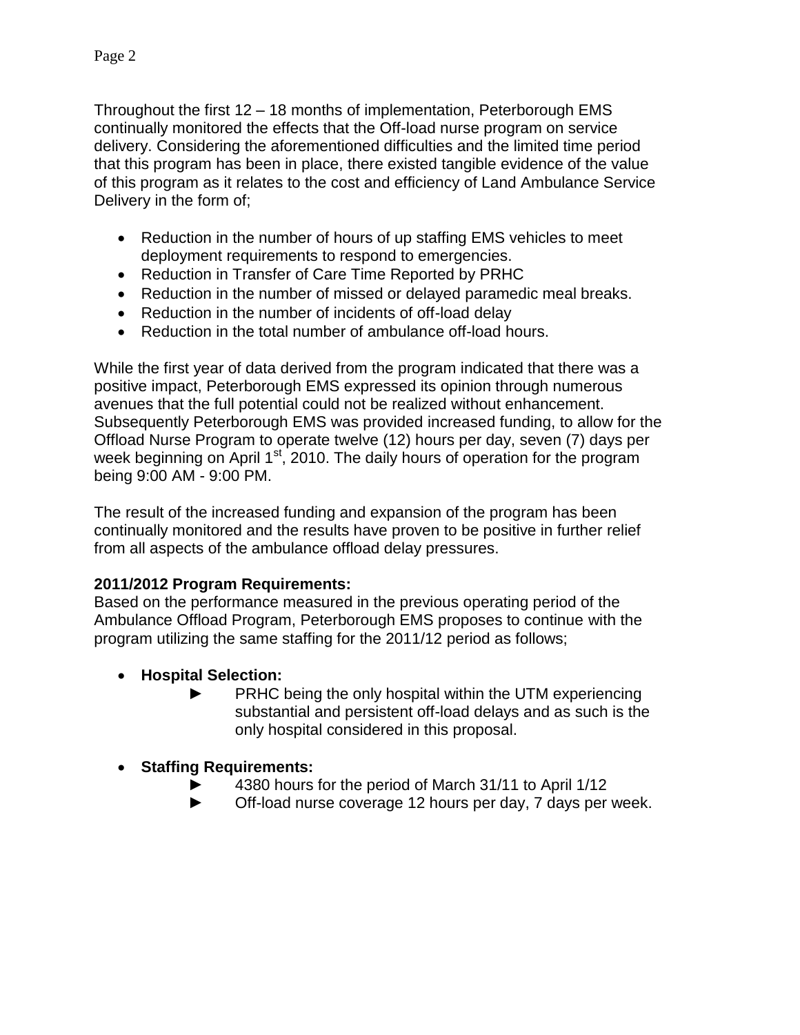Throughout the first 12 – 18 months of implementation, Peterborough EMS continually monitored the effects that the Off-load nurse program on service delivery. Considering the aforementioned difficulties and the limited time period that this program has been in place, there existed tangible evidence of the value of this program as it relates to the cost and efficiency of Land Ambulance Service Delivery in the form of;

- Reduction in the number of hours of up staffing EMS vehicles to meet deployment requirements to respond to emergencies.
- Reduction in Transfer of Care Time Reported by PRHC
- Reduction in the number of missed or delayed paramedic meal breaks.
- Reduction in the number of incidents of off-load delay
- Reduction in the total number of ambulance off-load hours.

While the first year of data derived from the program indicated that there was a positive impact, Peterborough EMS expressed its opinion through numerous avenues that the full potential could not be realized without enhancement. Subsequently Peterborough EMS was provided increased funding, to allow for the Offload Nurse Program to operate twelve (12) hours per day, seven (7) days per week beginning on April 1st, 2010. The daily hours of operation for the program being 9:00 AM - 9:00 PM.

The result of the increased funding and expansion of the program has been continually monitored and the results have proven to be positive in further relief from all aspects of the ambulance offload delay pressures.

**2011/2012 Program Requirements:**
Based on the performance measured in the previous operating period of the Ambulance Offload Program, Peterborough EMS proposes to continue with the program utilizing the same staffing for the 2011/12 period as follows;

- **Hospital Selection:**
  - ► PRHC being the only hospital within the UTM experiencing substantial and persistent off-load delays and as such is the only hospital considered in this proposal.

- **Staffing Requirements:**
  - ► 4380 hours for the period of March 31/11 to April 1/12
  - ► Off-load nurse coverage 12 hours per day, 7 days per week.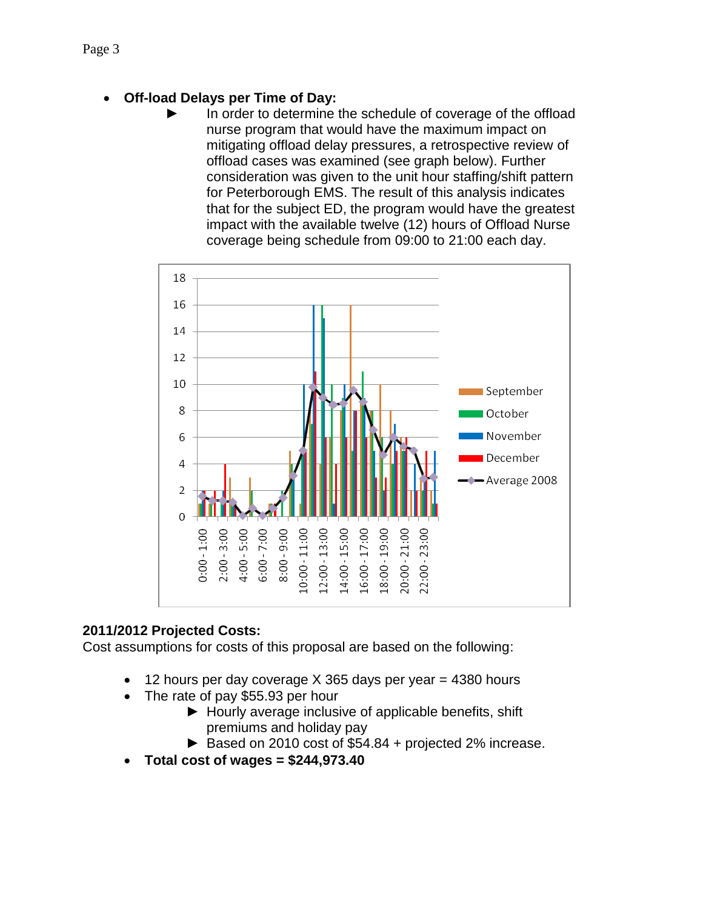- **Off-load Delays per Time of Day:**
  - ► In order to determine the schedule of coverage of the offload nurse program that would have the maximum impact on mitigating offload delay pressures, a retrospective review of offload cases was examined (see graph below). Further consideration was given to the unit hour staffing/shift pattern for Peterborough EMS. The result of this analysis indicates that for the subject ED, the program would have the greatest impact with the available twelve (12) hours of Offload Nurse coverage being schedule from 09:00 to 21:00 each day.

**2011/2012 Projected Costs:**
Cost assumptions for costs of this proposal are based on the following:

- 12 hours per day coverage X 365 days per year = 4380 hours
- The rate of pay $55.93 per hour
  - ► Hourly average inclusive of applicable benefits, shift premiums and holiday pay
  - ► Based on 2010 cost of $54.84 + projected 2% increase.
- **Total cost of wages = $244,973.40**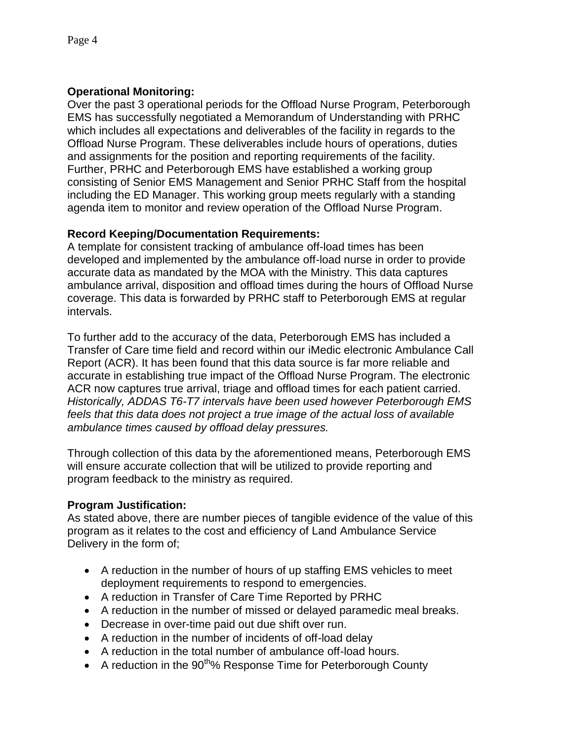**Operational Monitoring:**
Over the past 3 operational periods for the Offload Nurse Program, Peterborough EMS has successfully negotiated a Memorandum of Understanding with PRHC which includes all expectations and deliverables of the facility in regards to the Offload Nurse Program. These deliverables include hours of operations, duties and assignments for the position and reporting requirements of the facility. Further, PRHC and Peterborough EMS have established a working group consisting of Senior EMS Management and Senior PRHC Staff from the hospital including the ED Manager. This working group meets regularly with a standing agenda item to monitor and review operation of the Offload Nurse Program.

**Record Keeping/Documentation Requirements:**
A template for consistent tracking of ambulance off-load times has been developed and implemented by the ambulance off-load nurse in order to provide accurate data as mandated by the MOA with the Ministry. This data captures ambulance arrival, disposition and offload times during the hours of Offload Nurse coverage. This data is forwarded by PRHC staff to Peterborough EMS at regular intervals.

To further add to the accuracy of the data, Peterborough EMS has included a Transfer of Care time field and record within our iMedic electronic Ambulance Call Report (ACR). It has been found that this data source is far more reliable and accurate in establishing true impact of the Offload Nurse Program. The electronic ACR now captures true arrival, triage and offload times for each patient carried. *Historically, ADDAS T6-T7 intervals have been used however Peterborough EMS feels that this data does not project a true image of the actual loss of available ambulance times caused by offload delay pressures.*

Through collection of this data by the aforementioned means, Peterborough EMS will ensure accurate collection that will be utilized to provide reporting and program feedback to the ministry as required.

**Program Justification:**
As stated above, there are number pieces of tangible evidence of the value of this program as it relates to the cost and efficiency of Land Ambulance Service Delivery in the form of;

- A reduction in the number of hours of up staffing EMS vehicles to meet deployment requirements to respond to emergencies.
- A reduction in Transfer of Care Time Reported by PRHC
- A reduction in the number of missed or delayed paramedic meal breaks.
- Decrease in over-time paid out due shift over run.
- A reduction in the number of incidents of off-load delay
- A reduction in the total number of ambulance off-load hours.
- A reduction in the 90th% Response Time for Peterborough County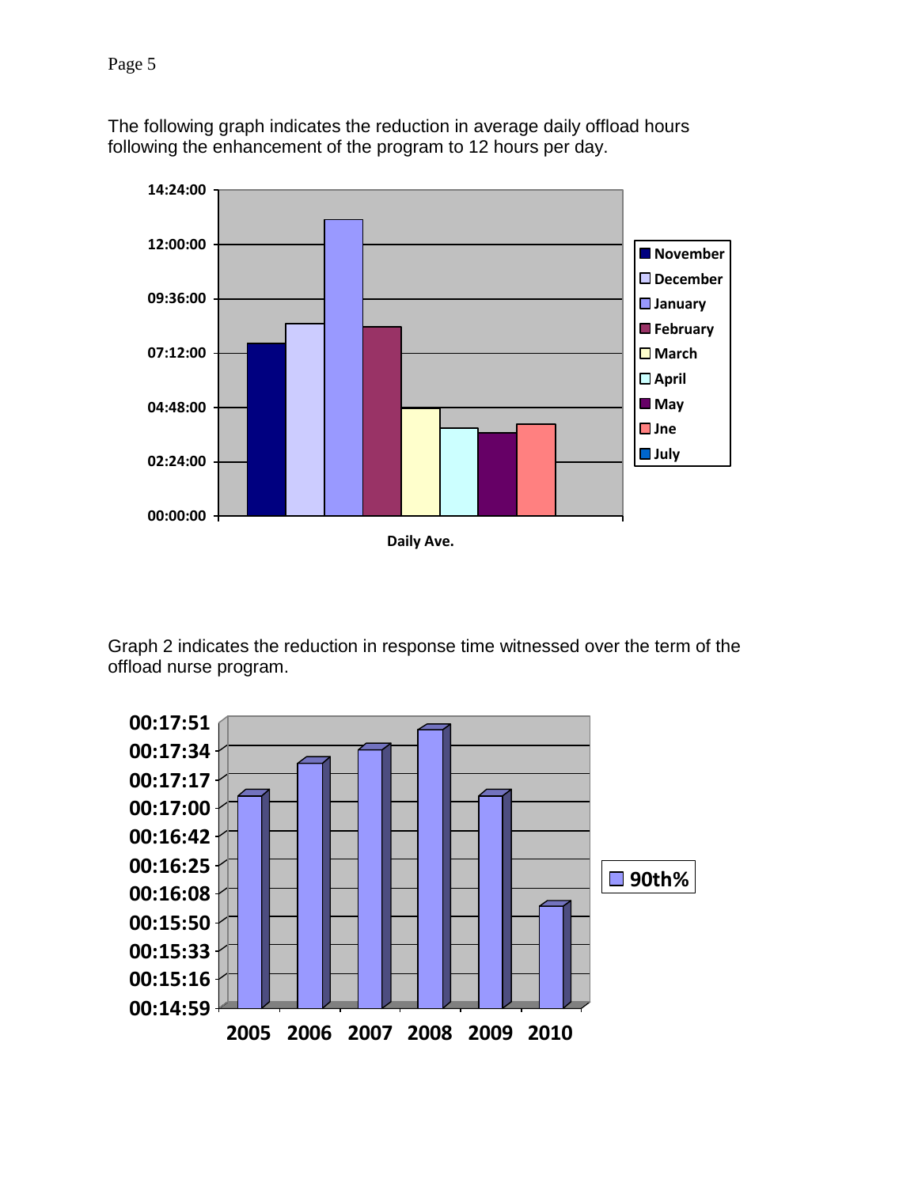The following graph indicates the reduction in average daily offload hours following the enhancement of the program to 12 hours per day.

Graph 2 indicates the reduction in response time witnessed over the term of the offload nurse program.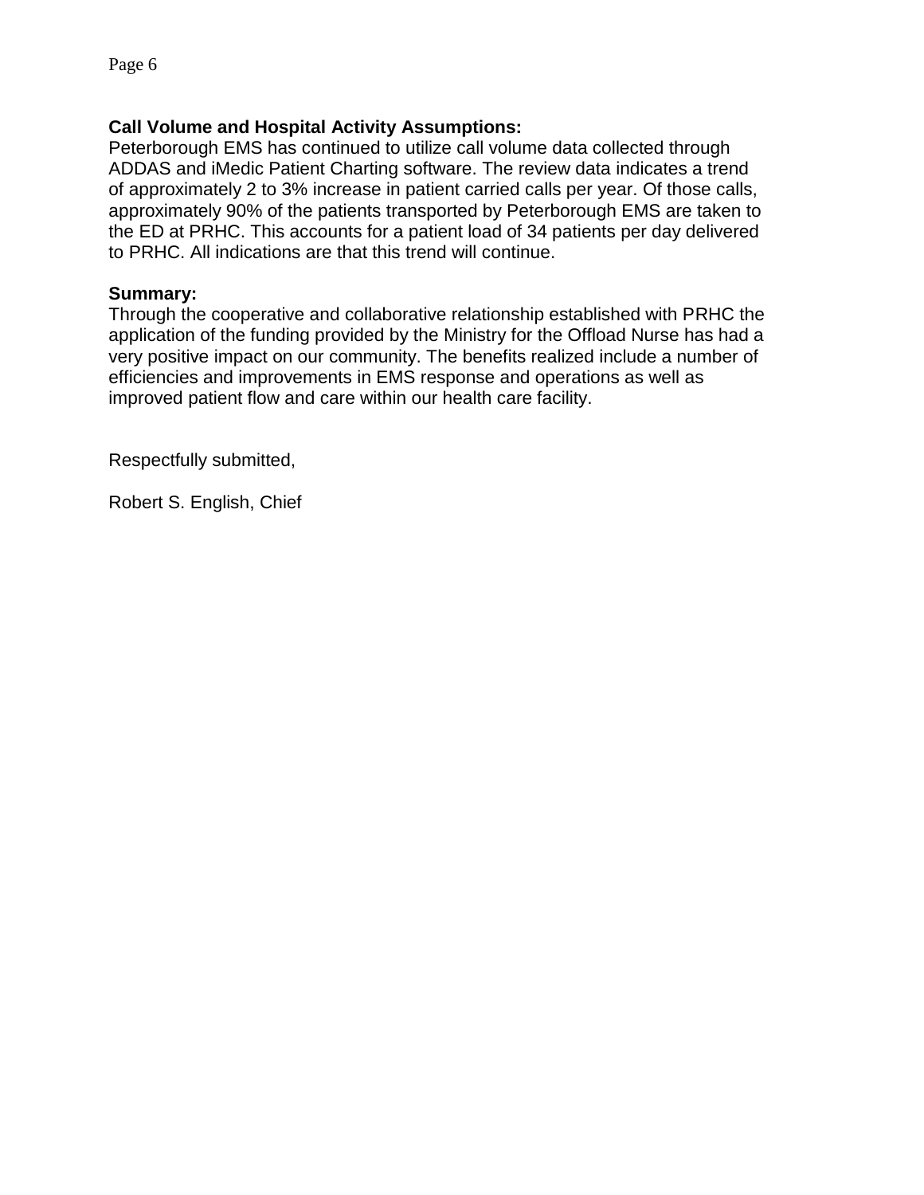**Call Volume and Hospital Activity Assumptions:**

Peterborough EMS has continued to utilize call volume data collected through ADDAS and iMedic Patient Charting software. The review data indicates a trend of approximately 2 to 3% increase in patient carried calls per year. Of those calls, approximately 90% of the patients transported by Peterborough EMS are taken to the ED at PRHC. This accounts for a patient load of 34 patients per day delivered to PRHC. All indications are that this trend will continue.

**Summary:**

Through the cooperative and collaborative relationship established with PRHC the application of the funding provided by the Ministry for the Offload Nurse has had a very positive impact on our community. The benefits realized include a number of efficiencies and improvements in EMS response and operations as well as improved patient flow and care within our health care facility.

Respectfully submitted,

Robert S. English, Chief